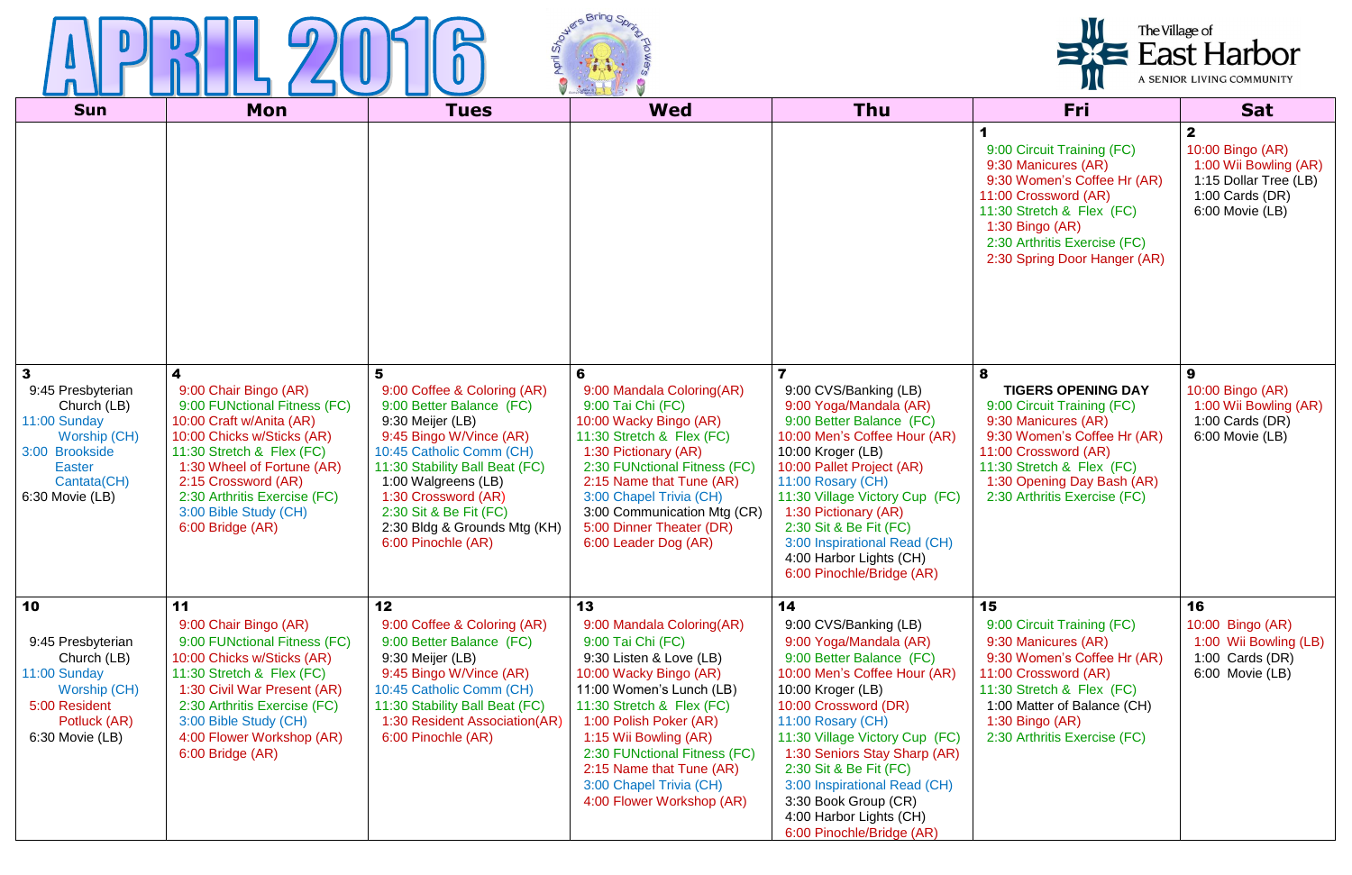# APRIL 2016

The Village of East Harbor
A SENIOR LIVING COMMUNITY

| Sun | Mon | Tues | Wed | Thu | Fri | Sat |
|---|---|---|---|---|---|---|
| | | | | | **1**<br>9:00 Circuit Training (FC)<br>9:30 Manicures (AR)<br>9:30 Women's Coffee Hr (AR)<br>11:00 Crossword (AR)<br>11:30 Stretch & Flex (FC)<br>1:30 Bingo (AR)<br>2:30 Arthritis Exercise (FC)<br>2:30 Spring Door Hanger (AR) | **2**<br>10:00 Bingo (AR)<br>1:00 Wii Bowling (AR)<br>1:15 Dollar Tree (LB)<br>1:00 Cards (DR)<br>6:00 Movie (LB) |
| **3**<br>9:45 Presbyterian Church (LB)<br>11:00 Sunday Worship (CH)<br>3:00 Brookside Easter Cantata(CH)<br>6:30 Movie (LB) | **4**<br>9:00 Chair Bingo (AR)<br>9:00 FUNctional Fitness (FC)<br>10:00 Craft w/Anita (AR)<br>10:00 Chicks w/Sticks (AR)<br>11:30 Stretch & Flex (FC)<br>1:30 Wheel of Fortune (AR)<br>2:15 Crossword (AR)<br>2:30 Arthritis Exercise (FC)<br>3:00 Bible Study (CH)<br>6:00 Bridge (AR) | **5**<br>9:00 Coffee & Coloring (AR)<br>9:00 Better Balance (FC)<br>9:30 Meijer (LB)<br>9:45 Bingo W/Vince (AR)<br>10:45 Catholic Comm (CH)<br>11:30 Stability Ball Beat (FC)<br>1:00 Walgreens (LB)<br>1:30 Crossword (AR)<br>2:30 Sit & Be Fit (FC)<br>2:30 Bldg & Grounds Mtg (KH)<br>6:00 Pinochle (AR) | **6**<br>9:00 Mandala Coloring(AR)<br>9:00 Tai Chi (FC)<br>10:00 Wacky Bingo (AR)<br>11:30 Stretch & Flex (FC)<br>1:30 Pictionary (AR)<br>2:30 FUNctional Fitness (FC)<br>2:15 Name that Tune (AR)<br>3:00 Chapel Trivia (CH)<br>3:00 Communication Mtg (CR)<br>5:00 Dinner Theater (DR)<br>6:00 Leader Dog (AR) | **7**<br>9:00 CVS/Banking (LB)<br>9:00 Yoga/Mandala (AR)<br>9:00 Better Balance (FC)<br>10:00 Men's Coffee Hour (AR)<br>10:00 Kroger (LB)<br>10:00 Pallet Project (AR)<br>11:00 Rosary (CH)<br>11:30 Village Victory Cup (FC)<br>1:30 Pictionary (AR)<br>2:30 Sit & Be Fit (FC)<br>3:00 Inspirational Read (CH)<br>4:00 Harbor Lights (CH)<br>6:00 Pinochle/Bridge (AR) | **8**<br>**TIGERS OPENING DAY**<br>9:00 Circuit Training (FC)<br>9:30 Manicures (AR)<br>9:30 Women's Coffee Hr (AR)<br>11:00 Crossword (AR)<br>11:30 Stretch & Flex (FC)<br>1:30 Opening Day Bash (AR)<br>2:30 Arthritis Exercise (FC) | **9**<br>10:00 Bingo (AR)<br>1:00 Wii Bowling (AR)<br>1:00 Cards (DR)<br>6:00 Movie (LB) |
| **10**<br>9:45 Presbyterian Church (LB)<br>11:00 Sunday Worship (CH)<br>5:00 Resident Potluck (AR)<br>6:30 Movie (LB) | **11**<br>9:00 Chair Bingo (AR)<br>9:00 FUNctional Fitness (FC)<br>10:00 Chicks w/Sticks (AR)<br>11:30 Stretch & Flex (FC)<br>1:30 Civil War Present (AR)<br>2:30 Arthritis Exercise (FC)<br>3:00 Bible Study (CH)<br>4:00 Flower Workshop (AR)<br>6:00 Bridge (AR) | **12**<br>9:00 Coffee & Coloring (AR)<br>9:00 Better Balance (FC)<br>9:30 Meijer (LB)<br>9:45 Bingo W/Vince (AR)<br>10:45 Catholic Comm (CH)<br>11:30 Stability Ball Beat (FC)<br>1:30 Resident Association(AR)<br>6:00 Pinochle (AR) | **13**<br>9:00 Mandala Coloring(AR)<br>9:00 Tai Chi (FC)<br>9:30 Listen & Love (LB)<br>10:00 Wacky Bingo (AR)<br>11:00 Women's Lunch (LB)<br>11:30 Stretch & Flex (FC)<br>1:00 Polish Poker (AR)<br>1:15 Wii Bowling (AR)<br>2:30 FUNctional Fitness (FC)<br>2:15 Name that Tune (AR)<br>3:00 Chapel Trivia (CH)<br>4:00 Flower Workshop (AR) | **14**<br>9:00 CVS/Banking (LB)<br>9:00 Yoga/Mandala (AR)<br>9:00 Better Balance (FC)<br>10:00 Men's Coffee Hour (AR)<br>10:00 Kroger (LB)<br>10:00 Crossword (DR)<br>11:00 Rosary (CH)<br>11:30 Village Victory Cup (FC)<br>1:30 Seniors Stay Sharp (AR)<br>2:30 Sit & Be Fit (FC)<br>3:00 Inspirational Read (CH)<br>3:30 Book Group (CR)<br>4:00 Harbor Lights (CH)<br>6:00 Pinochle/Bridge (AR) | **15**<br>9:00 Circuit Training (FC)<br>9:30 Manicures (AR)<br>9:30 Women's Coffee Hr (AR)<br>11:00 Crossword (AR)<br>11:30 Stretch & Flex (FC)<br>1:00 Matter of Balance (CH)<br>1:30 Bingo (AR)<br>2:30 Arthritis Exercise (FC) | **16**<br>10:00 Bingo (AR)<br>1:00 Wii Bowling (LB)<br>1:00 Cards (DR)<br>6:00 Movie (LB) |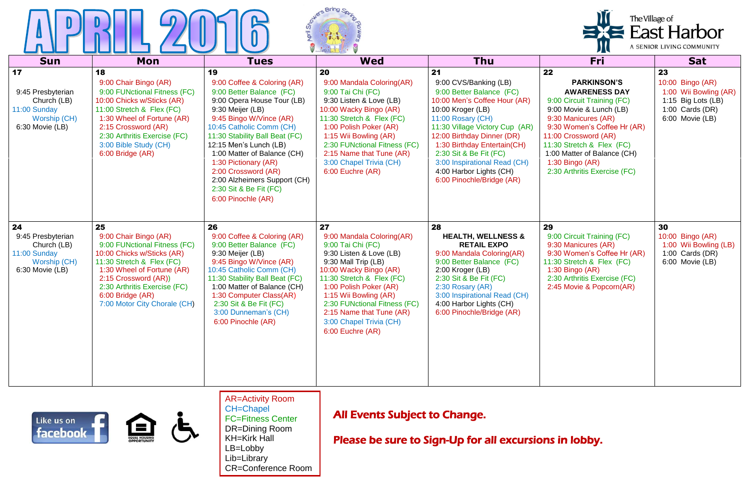# APRIL 2016

April Showers Bring Spring Flowers

The Village of East Harbor
A SENIOR LIVING COMMUNITY

| Sun | Mon | Tues | Wed | Thu | Fri | Sat |
|---|---|---|---|---|---|---|
| **17**<br>9:45 Presbyterian Church (LB)<br>11:00 Sunday Worship (CH)<br>6:30 Movie (LB) | **18**<br>9:00 Chair Bingo (AR)<br>9:00 FUNctional Fitness (FC)<br>10:00 Chicks w/Sticks (AR)<br>11:00 Stretch & Flex (FC)<br>1:30 Wheel of Fortune (AR)<br>2:15 Crossword (AR)<br>2:30 Arthritis Exercise (FC)<br>3:00 Bible Study (CH)<br>6:00 Bridge (AR) | **19**<br>9:00 Coffee & Coloring (AR)<br>9:00 Better Balance (FC)<br>9:00 Opera House Tour (LB)<br>9:30 Meijer (LB)<br>9:45 Bingo W/Vince (AR)<br>10:45 Catholic Comm (CH)<br>11:30 Stability Ball Beat (FC)<br>12:15 Men's Lunch (LB)<br>1:00 Matter of Balance (CH)<br>1:30 Pictionary (AR)<br>2:00 Crossword (AR)<br>2:00 Alzheimers Support (CH)<br>2:30 Sit & Be Fit (FC)<br>6:00 Pinochle (AR) | **20**<br>9:00 Mandala Coloring(AR)<br>9:00 Tai Chi (FC)<br>9:30 Listen & Love (LB)<br>10:00 Wacky Bingo (AR)<br>11:30 Stretch & Flex (FC)<br>1:00 Polish Poker (AR)<br>1:15 Wii Bowling (AR)<br>2:30 FUNctional Fitness (FC)<br>2:15 Name that Tune (AR)<br>3:00 Chapel Trivia (CH)<br>6:00 Euchre (AR) | **21**<br>9:00 CVS/Banking (LB)<br>9:00 Better Balance (FC)<br>10:00 Men's Coffee Hour (AR)<br>10:00 Kroger (LB)<br>11:00 Rosary (CH)<br>11:30 Village Victory Cup (AR)<br>12:00 Birthday Dinner (DR)<br>1:30 Birthday Entertain(CH)<br>2:30 Sit & Be Fit (FC)<br>3:00 Inspirational Read (CH)<br>4:00 Harbor Lights (CH)<br>6:00 Pinochle/Bridge (AR) | **22**<br>**PARKINSON'S AWARENESS DAY**<br>9:00 Circuit Training (FC)<br>9:00 Movie & Lunch (LB)<br>9:30 Manicures (AR)<br>9:30 Women's Coffee Hr (AR)<br>11:00 Crossword (AR)<br>11:30 Stretch & Flex (FC)<br>1:00 Matter of Balance (CH)<br>1:30 Bingo (AR)<br>2:30 Arthritis Exercise (FC) | **23**<br>10:00 Bingo (AR)<br>1:00 Wii Bowling (AR)<br>1:15 Big Lots (LB)<br>1:00 Cards (DR)<br>6:00 Movie (LB) |
| **24**<br>9:45 Presbyterian Church (LB)<br>11:00 Sunday Worship (CH)<br>6:30 Movie (LB) | **25**<br>9:00 Chair Bingo (AR)<br>9:00 FUNctional Fitness (FC)<br>10:00 Chicks w/Sticks (AR)<br>11:30 Stretch & Flex (FC)<br>1:30 Wheel of Fortune (AR)<br>2:15 Crossword (AR))<br>2:30 Arthritis Exercise (FC)<br>6:00 Bridge (AR)<br>7:00 Motor City Chorale (CH) | **26**<br>9:00 Coffee & Coloring (AR)<br>9:00 Better Balance (FC)<br>9:30 Meijer (LB)<br>9:45 Bingo W/Vince (AR)<br>10:45 Catholic Comm (CH)<br>11:30 Stability Ball Beat (FC)<br>1:00 Matter of Balance (CH)<br>1:30 Computer Class(AR)<br>2:30 Sit & Be Fit (FC)<br>3:00 Dunneman's (CH)<br>6:00 Pinochle (AR) | **27**<br>9:00 Mandala Coloring(AR)<br>9:00 Tai Chi (FC)<br>9:30 Listen & Love (LB)<br>9:30 Mall Trip (LB)<br>10:00 Wacky Bingo (AR)<br>11:30 Stretch & Flex (FC)<br>1:00 Polish Poker (AR)<br>1:15 Wii Bowling (AR)<br>2:30 FUNctional Fitness (FC)<br>2:15 Name that Tune (AR)<br>3:00 Chapel Trivia (CH)<br>6:00 Euchre (AR) | **28**<br>**HEALTH, WELLNESS & RETAIL EXPO**<br>9:00 Mandala Coloring(AR)<br>9:00 Better Balance (FC)<br>2:00 Kroger (LB)<br>2:30 Sit & Be Fit (FC)<br>2:30 Rosary (AR)<br>3:00 Inspirational Read (CH)<br>4:00 Harbor Lights (CH)<br>6:00 Pinochle/Bridge (AR) | **29**<br>9:00 Circuit Training (FC)<br>9:30 Manicures (AR)<br>9:30 Women's Coffee Hr (AR)<br>11:30 Stretch & Flex (FC)<br>1:30 Bingo (AR)<br>2:30 Arthritis Exercise (FC)<br>2:45 Movie & Popcorn(AR) | **30**<br>10:00 Bingo (AR)<br>1:00 Wii Bowling (LB)<br>1:00 Cards (DR)<br>6:00 Movie (LB) |

Like us on facebook

EQUAL HOUSING OPPORTUNITY

AR=Activity Room
CH=Chapel
FC=Fitness Center
DR=Dining Room
KH=Kirk Hall
LB=Lobby
Lib=Library
CR=Conference Room

**All Events Subject to Change.**

**Please be sure to Sign-Up for all excursions in lobby.**